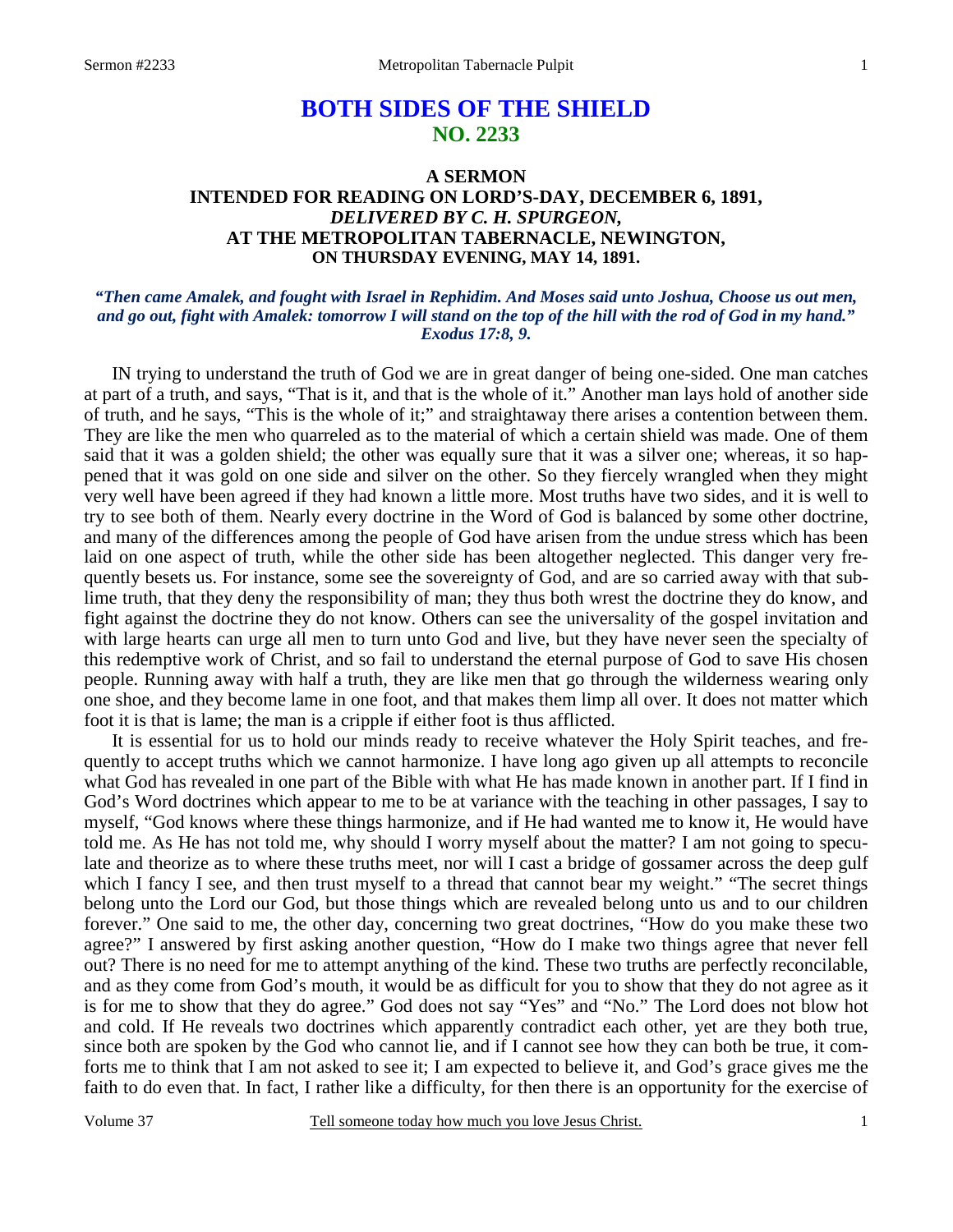# BOTH SIDES OF THE SHIELD
## NO. 2233

### A SERMON
### INTENDED FOR READING ON LORD'S-DAY, DECEMBER 6, 1891,
### *DELIVERED BY C. H. SPURGEON,*
### AT THE METROPOLITAN TABERNACLE, NEWINGTON,
### ON THURSDAY EVENING, MAY 14, 1891.

***"Then came Amalek, and fought with Israel in Rephidim. And Moses said unto Joshua, Choose us out men, and go out, fight with Amalek: tomorrow I will stand on the top of the hill with the rod of God in my hand." Exodus 17:8, 9.***

IN trying to understand the truth of God we are in great danger of being one-sided. One man catches at part of a truth, and says, "That is it, and that is the whole of it." Another man lays hold of another side of truth, and he says, "This is the whole of it;" and straightaway there arises a contention between them. They are like the men who quarreled as to the material of which a certain shield was made. One of them said that it was a golden shield; the other was equally sure that it was a silver one; whereas, it so happened that it was gold on one side and silver on the other. So they fiercely wrangled when they might very well have been agreed if they had known a little more. Most truths have two sides, and it is well to try to see both of them. Nearly every doctrine in the Word of God is balanced by some other doctrine, and many of the differences among the people of God have arisen from the undue stress which has been laid on one aspect of truth, while the other side has been altogether neglected. This danger very frequently besets us. For instance, some see the sovereignty of God, and are so carried away with that sublime truth, that they deny the responsibility of man; they thus both wrest the doctrine they do know, and fight against the doctrine they do not know. Others can see the universality of the gospel invitation and with large hearts can urge all men to turn unto God and live, but they have never seen the specialty of this redemptive work of Christ, and so fail to understand the eternal purpose of God to save His chosen people. Running away with half a truth, they are like men that go through the wilderness wearing only one shoe, and they become lame in one foot, and that makes them limp all over. It does not matter which foot it is that is lame; the man is a cripple if either foot is thus afflicted.

It is essential for us to hold our minds ready to receive whatever the Holy Spirit teaches, and frequently to accept truths which we cannot harmonize. I have long ago given up all attempts to reconcile what God has revealed in one part of the Bible with what He has made known in another part. If I find in God's Word doctrines which appear to me to be at variance with the teaching in other passages, I say to myself, "God knows where these things harmonize, and if He had wanted me to know it, He would have told me. As He has not told me, why should I worry myself about the matter? I am not going to speculate and theorize as to where these truths meet, nor will I cast a bridge of gossamer across the deep gulf which I fancy I see, and then trust myself to a thread that cannot bear my weight." "The secret things belong unto the Lord our God, but those things which are revealed belong unto us and to our children forever." One said to me, the other day, concerning two great doctrines, "How do you make these two agree?" I answered by first asking another question, "How do I make two things agree that never fell out? There is no need for me to attempt anything of the kind. These two truths are perfectly reconcilable, and as they come from God's mouth, it would be as difficult for you to show that they do not agree as it is for me to show that they do agree." God does not say "Yes" and "No." The Lord does not blow hot and cold. If He reveals two doctrines which apparently contradict each other, yet are they both true, since both are spoken by the God who cannot lie, and if I cannot see how they can both be true, it comforts me to think that I am not asked to see it; I am expected to believe it, and God's grace gives me the faith to do even that. In fact, I rather like a difficulty, for then there is an opportunity for the exercise of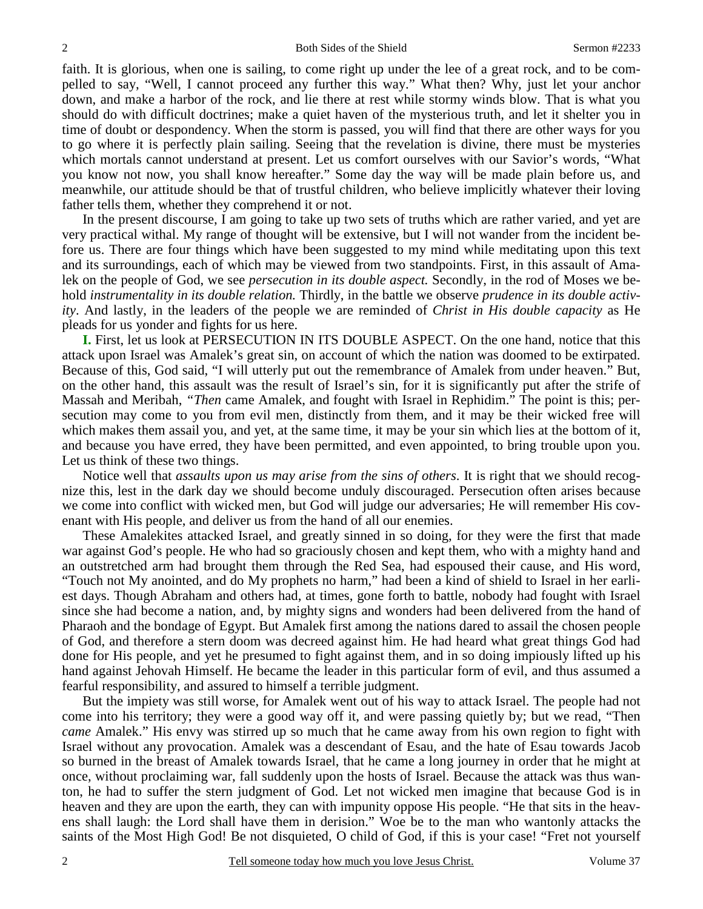faith. It is glorious, when one is sailing, to come right up under the lee of a great rock, and to be compelled to say, "Well, I cannot proceed any further this way." What then? Why, just let your anchor down, and make a harbor of the rock, and lie there at rest while stormy winds blow. That is what you should do with difficult doctrines; make a quiet haven of the mysterious truth, and let it shelter you in time of doubt or despondency. When the storm is passed, you will find that there are other ways for you to go where it is perfectly plain sailing. Seeing that the revelation is divine, there must be mysteries which mortals cannot understand at present. Let us comfort ourselves with our Savior's words, "What you know not now, you shall know hereafter." Some day the way will be made plain before us, and meanwhile, our attitude should be that of trustful children, who believe implicitly whatever their loving father tells them, whether they comprehend it or not.

In the present discourse, I am going to take up two sets of truths which are rather varied, and yet are very practical withal. My range of thought will be extensive, but I will not wander from the incident before us. There are four things which have been suggested to my mind while meditating upon this text and its surroundings, each of which may be viewed from two standpoints. First, in this assault of Amalek on the people of God, we see *persecution in its double aspect.* Secondly, in the rod of Moses we behold *instrumentality in its double relation.* Thirdly, in the battle we observe *prudence in its double activity*. And lastly, in the leaders of the people we are reminded of *Christ in His double capacity* as He pleads for us yonder and fights for us here.

**I.** First, let us look at PERSECUTION IN ITS DOUBLE ASPECT. On the one hand, notice that this attack upon Israel was Amalek's great sin, on account of which the nation was doomed to be extirpated. Because of this, God said, "I will utterly put out the remembrance of Amalek from under heaven." But, on the other hand, this assault was the result of Israel's sin, for it is significantly put after the strife of Massah and Meribah, *"Then* came Amalek, and fought with Israel in Rephidim." The point is this; persecution may come to you from evil men, distinctly from them, and it may be their wicked free will which makes them assail you, and yet, at the same time, it may be your sin which lies at the bottom of it, and because you have erred, they have been permitted, and even appointed, to bring trouble upon you. Let us think of these two things.

Notice well that *assaults upon us may arise from the sins of others*. It is right that we should recognize this, lest in the dark day we should become unduly discouraged. Persecution often arises because we come into conflict with wicked men, but God will judge our adversaries; He will remember His covenant with His people, and deliver us from the hand of all our enemies.

These Amalekites attacked Israel, and greatly sinned in so doing, for they were the first that made war against God's people. He who had so graciously chosen and kept them, who with a mighty hand and an outstretched arm had brought them through the Red Sea, had espoused their cause, and His word, "Touch not My anointed, and do My prophets no harm," had been a kind of shield to Israel in her earliest days. Though Abraham and others had, at times, gone forth to battle, nobody had fought with Israel since she had become a nation, and, by mighty signs and wonders had been delivered from the hand of Pharaoh and the bondage of Egypt. But Amalek first among the nations dared to assail the chosen people of God, and therefore a stern doom was decreed against him. He had heard what great things God had done for His people, and yet he presumed to fight against them, and in so doing impiously lifted up his hand against Jehovah Himself. He became the leader in this particular form of evil, and thus assumed a fearful responsibility, and assured to himself a terrible judgment.

But the impiety was still worse, for Amalek went out of his way to attack Israel. The people had not come into his territory; they were a good way off it, and were passing quietly by; but we read, "Then *came* Amalek." His envy was stirred up so much that he came away from his own region to fight with Israel without any provocation. Amalek was a descendant of Esau, and the hate of Esau towards Jacob so burned in the breast of Amalek towards Israel, that he came a long journey in order that he might at once, without proclaiming war, fall suddenly upon the hosts of Israel. Because the attack was thus wanton, he had to suffer the stern judgment of God. Let not wicked men imagine that because God is in heaven and they are upon the earth, they can with impunity oppose His people. "He that sits in the heavens shall laugh: the Lord shall have them in derision." Woe be to the man who wantonly attacks the saints of the Most High God! Be not disquieted, O child of God, if this is your case! "Fret not yourself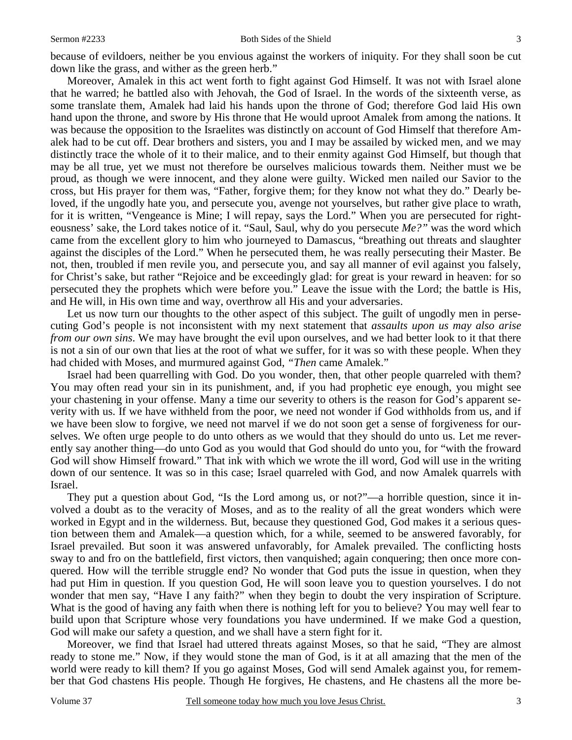because of evildoers, neither be you envious against the workers of iniquity. For they shall soon be cut down like the grass, and wither as the green herb."

Moreover, Amalek in this act went forth to fight against God Himself. It was not with Israel alone that he warred; he battled also with Jehovah, the God of Israel. In the words of the sixteenth verse, as some translate them, Amalek had laid his hands upon the throne of God; therefore God laid His own hand upon the throne, and swore by His throne that He would uproot Amalek from among the nations. It was because the opposition to the Israelites was distinctly on account of God Himself that therefore Amalek had to be cut off. Dear brothers and sisters, you and I may be assailed by wicked men, and we may distinctly trace the whole of it to their malice, and to their enmity against God Himself, but though that may be all true, yet we must not therefore be ourselves malicious towards them. Neither must we be proud, as though we were innocent, and they alone were guilty. Wicked men nailed our Savior to the cross, but His prayer for them was, "Father, forgive them; for they know not what they do." Dearly beloved, if the ungodly hate you, and persecute you, avenge not yourselves, but rather give place to wrath, for it is written, "Vengeance is Mine; I will repay, says the Lord." When you are persecuted for righteousness' sake, the Lord takes notice of it. "Saul, Saul, why do you persecute *Me?"* was the word which came from the excellent glory to him who journeyed to Damascus, "breathing out threats and slaughter against the disciples of the Lord." When he persecuted them, he was really persecuting their Master. Be not, then, troubled if men revile you, and persecute you, and say all manner of evil against you falsely, for Christ's sake, but rather "Rejoice and be exceedingly glad: for great is your reward in heaven: for so persecuted they the prophets which were before you." Leave the issue with the Lord; the battle is His, and He will, in His own time and way, overthrow all His and your adversaries.

Let us now turn our thoughts to the other aspect of this subject. The guilt of ungodly men in persecuting God's people is not inconsistent with my next statement that *assaults upon us may also arise from our own sins*. We may have brought the evil upon ourselves, and we had better look to it that there is not a sin of our own that lies at the root of what we suffer, for it was so with these people. When they had chided with Moses, and murmured against God, *"Then* came Amalek."

Israel had been quarrelling with God. Do you wonder, then, that other people quarreled with them? You may often read your sin in its punishment, and, if you had prophetic eye enough, you might see your chastening in your offense. Many a time our severity to others is the reason for God's apparent severity with us. If we have withheld from the poor, we need not wonder if God withholds from us, and if we have been slow to forgive, we need not marvel if we do not soon get a sense of forgiveness for ourselves. We often urge people to do unto others as we would that they should do unto us. Let me reverently say another thing—do unto God as you would that God should do unto you, for "with the froward God will show Himself froward." That ink with which we wrote the ill word, God will use in the writing down of our sentence. It was so in this case; Israel quarreled with God, and now Amalek quarrels with Israel.

They put a question about God, "Is the Lord among us, or not?"—a horrible question, since it involved a doubt as to the veracity of Moses, and as to the reality of all the great wonders which were worked in Egypt and in the wilderness. But, because they questioned God, God makes it a serious question between them and Amalek—a question which, for a while, seemed to be answered favorably, for Israel prevailed. But soon it was answered unfavorably, for Amalek prevailed. The conflicting hosts sway to and fro on the battlefield, first victors, then vanquished; again conquering; then once more conquered. How will the terrible struggle end? No wonder that God puts the issue in question, when they had put Him in question. If you question God, He will soon leave you to question yourselves. I do not wonder that men say, "Have I any faith?" when they begin to doubt the very inspiration of Scripture. What is the good of having any faith when there is nothing left for you to believe? You may well fear to build upon that Scripture whose very foundations you have undermined. If we make God a question, God will make our safety a question, and we shall have a stern fight for it.

Moreover, we find that Israel had uttered threats against Moses, so that he said, "They are almost ready to stone me." Now, if they would stone the man of God, is it at all amazing that the men of the world were ready to kill them? If you go against Moses, God will send Amalek against you, for remember that God chastens His people. Though He forgives, He chastens, and He chastens all the more be-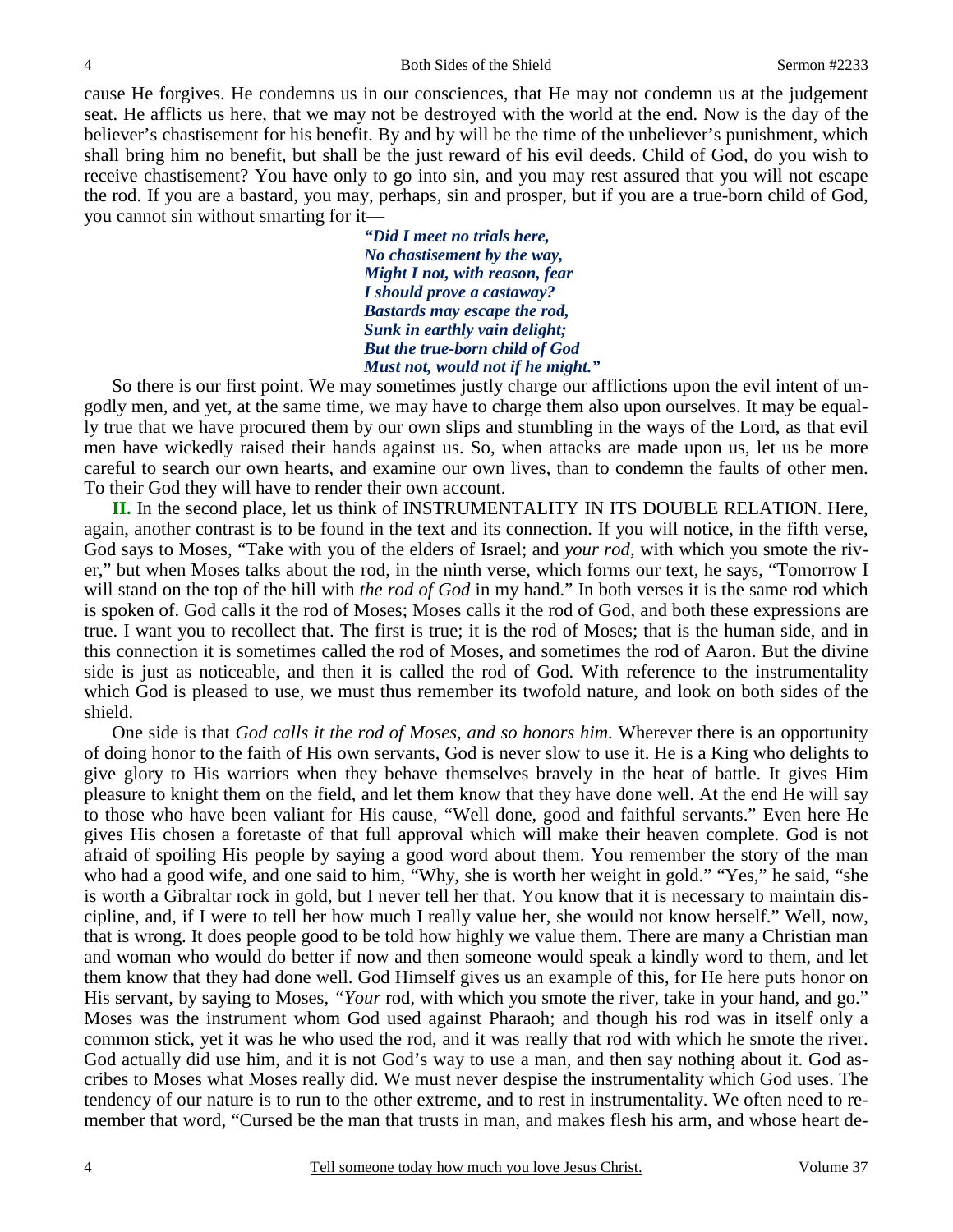cause He forgives. He condemns us in our consciences, that He may not condemn us at the judgement seat. He afflicts us here, that we may not be destroyed with the world at the end. Now is the day of the believer's chastisement for his benefit. By and by will be the time of the unbeliever's punishment, which shall bring him no benefit, but shall be the just reward of his evil deeds. Child of God, do you wish to receive chastisement? You have only to go into sin, and you may rest assured that you will not escape the rod. If you are a bastard, you may, perhaps, sin and prosper, but if you are a true-born child of God, you cannot sin without smarting for it—

> ***"Did I meet no trials here,***
> ***No chastisement by the way,***
> ***Might I not, with reason, fear***
> ***I should prove a castaway?***
> ***Bastards may escape the rod,***
> ***Sunk in earthly vain delight;***
> ***But the true-born child of God***
> ***Must not, would not if he might."***

So there is our first point. We may sometimes justly charge our afflictions upon the evil intent of ungodly men, and yet, at the same time, we may have to charge them also upon ourselves. It may be equally true that we have procured them by our own slips and stumbling in the ways of the Lord, as that evil men have wickedly raised their hands against us. So, when attacks are made upon us, let us be more careful to search our own hearts, and examine our own lives, than to condemn the faults of other men. To their God they will have to render their own account.

**II.** In the second place, let us think of INSTRUMENTALITY IN ITS DOUBLE RELATION. Here, again, another contrast is to be found in the text and its connection. If you will notice, in the fifth verse, God says to Moses, "Take with you of the elders of Israel; and *your rod*, with which you smote the river," but when Moses talks about the rod, in the ninth verse, which forms our text, he says, "Tomorrow I will stand on the top of the hill with *the rod of God* in my hand." In both verses it is the same rod which is spoken of. God calls it the rod of Moses; Moses calls it the rod of God, and both these expressions are true. I want you to recollect that. The first is true; it is the rod of Moses; that is the human side, and in this connection it is sometimes called the rod of Moses, and sometimes the rod of Aaron. But the divine side is just as noticeable, and then it is called the rod of God. With reference to the instrumentality which God is pleased to use, we must thus remember its twofold nature, and look on both sides of the shield.

One side is that *God calls it the rod of Moses, and so honors him.* Wherever there is an opportunity of doing honor to the faith of His own servants, God is never slow to use it. He is a King who delights to give glory to His warriors when they behave themselves bravely in the heat of battle. It gives Him pleasure to knight them on the field, and let them know that they have done well. At the end He will say to those who have been valiant for His cause, "Well done, good and faithful servants." Even here He gives His chosen a foretaste of that full approval which will make their heaven complete. God is not afraid of spoiling His people by saying a good word about them. You remember the story of the man who had a good wife, and one said to him, "Why, she is worth her weight in gold." "Yes," he said, "she is worth a Gibraltar rock in gold, but I never tell her that. You know that it is necessary to maintain discipline, and, if I were to tell her how much I really value her, she would not know herself." Well, now, that is wrong. It does people good to be told how highly we value them. There are many a Christian man and woman who would do better if now and then someone would speak a kindly word to them, and let them know that they had done well. God Himself gives us an example of this, for He here puts honor on His servant, by saying to Moses, *"Your* rod, with which you smote the river, take in your hand, and go." Moses was the instrument whom God used against Pharaoh; and though his rod was in itself only a common stick, yet it was he who used the rod, and it was really that rod with which he smote the river. God actually did use him, and it is not God's way to use a man, and then say nothing about it. God ascribes to Moses what Moses really did. We must never despise the instrumentality which God uses. The tendency of our nature is to run to the other extreme, and to rest in instrumentality. We often need to remember that word, "Cursed be the man that trusts in man, and makes flesh his arm, and whose heart de-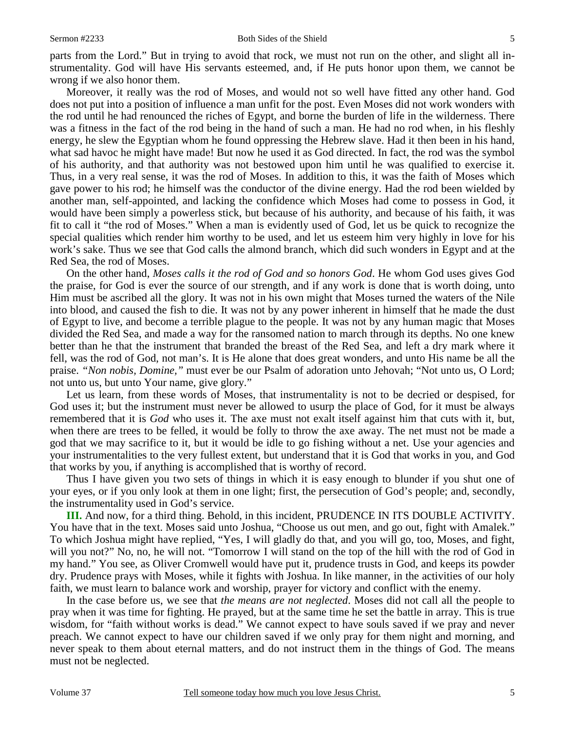parts from the Lord." But in trying to avoid that rock, we must not run on the other, and slight all instrumentality. God will have His servants esteemed, and, if He puts honor upon them, we cannot be wrong if we also honor them.

Moreover, it really was the rod of Moses, and would not so well have fitted any other hand. God does not put into a position of influence a man unfit for the post. Even Moses did not work wonders with the rod until he had renounced the riches of Egypt, and borne the burden of life in the wilderness. There was a fitness in the fact of the rod being in the hand of such a man. He had no rod when, in his fleshly energy, he slew the Egyptian whom he found oppressing the Hebrew slave. Had it then been in his hand, what sad havoc he might have made! But now he used it as God directed. In fact, the rod was the symbol of his authority, and that authority was not bestowed upon him until he was qualified to exercise it. Thus, in a very real sense, it was the rod of Moses. In addition to this, it was the faith of Moses which gave power to his rod; he himself was the conductor of the divine energy. Had the rod been wielded by another man, self-appointed, and lacking the confidence which Moses had come to possess in God, it would have been simply a powerless stick, but because of his authority, and because of his faith, it was fit to call it "the rod of Moses." When a man is evidently used of God, let us be quick to recognize the special qualities which render him worthy to be used, and let us esteem him very highly in love for his work's sake. Thus we see that God calls the almond branch, which did such wonders in Egypt and at the Red Sea, the rod of Moses.

On the other hand, *Moses calls it the rod of God and so honors God*. He whom God uses gives God the praise, for God is ever the source of our strength, and if any work is done that is worth doing, unto Him must be ascribed all the glory. It was not in his own might that Moses turned the waters of the Nile into blood, and caused the fish to die. It was not by any power inherent in himself that he made the dust of Egypt to live, and become a terrible plague to the people. It was not by any human magic that Moses divided the Red Sea, and made a way for the ransomed nation to march through its depths. No one knew better than he that the instrument that branded the breast of the Red Sea, and left a dry mark where it fell, was the rod of God, not man's. It is He alone that does great wonders, and unto His name be all the praise. *"Non nobis, Domine,"* must ever be our Psalm of adoration unto Jehovah; "Not unto us, O Lord; not unto us, but unto Your name, give glory."

Let us learn, from these words of Moses, that instrumentality is not to be decried or despised, for God uses it; but the instrument must never be allowed to usurp the place of God, for it must be always remembered that it is *God* who uses it. The axe must not exalt itself against him that cuts with it, but, when there are trees to be felled, it would be folly to throw the axe away. The net must not be made a god that we may sacrifice to it, but it would be idle to go fishing without a net. Use your agencies and your instrumentalities to the very fullest extent, but understand that it is God that works in you, and God that works by you, if anything is accomplished that is worthy of record.

Thus I have given you two sets of things in which it is easy enough to blunder if you shut one of your eyes, or if you only look at them in one light; first, the persecution of God's people; and, secondly, the instrumentality used in God's service.

**III.** And now, for a third thing. Behold, in this incident, PRUDENCE IN ITS DOUBLE ACTIVITY. You have that in the text. Moses said unto Joshua, "Choose us out men, and go out, fight with Amalek." To which Joshua might have replied, "Yes, I will gladly do that, and you will go, too, Moses, and fight, will you not?" No, no, he will not. "Tomorrow I will stand on the top of the hill with the rod of God in my hand." You see, as Oliver Cromwell would have put it, prudence trusts in God, and keeps its powder dry. Prudence prays with Moses, while it fights with Joshua. In like manner, in the activities of our holy faith, we must learn to balance work and worship, prayer for victory and conflict with the enemy.

In the case before us, we see that *the means are not neglected*. Moses did not call all the people to pray when it was time for fighting. He prayed, but at the same time he set the battle in array. This is true wisdom, for "faith without works is dead." We cannot expect to have souls saved if we pray and never preach. We cannot expect to have our children saved if we only pray for them night and morning, and never speak to them about eternal matters, and do not instruct them in the things of God. The means must not be neglected.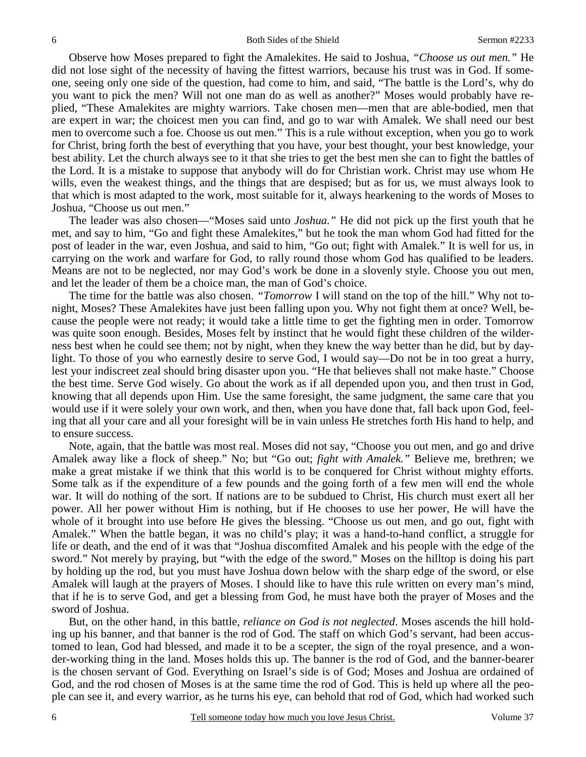Observe how Moses prepared to fight the Amalekites. He said to Joshua, *"Choose us out men."* He did not lose sight of the necessity of having the fittest warriors, because his trust was in God. If someone, seeing only one side of the question, had come to him, and said, "The battle is the Lord's, why do you want to pick the men? Will not one man do as well as another?" Moses would probably have replied, "These Amalekites are mighty warriors. Take chosen men—men that are able-bodied, men that are expert in war; the choicest men you can find, and go to war with Amalek. We shall need our best men to overcome such a foe. Choose us out men." This is a rule without exception, when you go to work for Christ, bring forth the best of everything that you have, your best thought, your best knowledge, your best ability. Let the church always see to it that she tries to get the best men she can to fight the battles of the Lord. It is a mistake to suppose that anybody will do for Christian work. Christ may use whom He wills, even the weakest things, and the things that are despised; but as for us, we must always look to that which is most adapted to the work, most suitable for it, always hearkening to the words of Moses to Joshua, "Choose us out men."

The leader was also chosen—"Moses said unto *Joshua."* He did not pick up the first youth that he met, and say to him, "Go and fight these Amalekites," but he took the man whom God had fitted for the post of leader in the war, even Joshua, and said to him, "Go out; fight with Amalek." It is well for us, in carrying on the work and warfare for God, to rally round those whom God has qualified to be leaders. Means are not to be neglected, nor may God's work be done in a slovenly style. Choose you out men, and let the leader of them be a choice man, the man of God's choice.

The time for the battle was also chosen. *"Tomorrow* I will stand on the top of the hill." Why not tonight, Moses? These Amalekites have just been falling upon you. Why not fight them at once? Well, because the people were not ready; it would take a little time to get the fighting men in order. Tomorrow was quite soon enough. Besides, Moses felt by instinct that he would fight these children of the wilderness best when he could see them; not by night, when they knew the way better than he did, but by daylight. To those of you who earnestly desire to serve God, I would say—Do not be in too great a hurry, lest your indiscreet zeal should bring disaster upon you. "He that believes shall not make haste." Choose the best time. Serve God wisely. Go about the work as if all depended upon you, and then trust in God, knowing that all depends upon Him. Use the same foresight, the same judgment, the same care that you would use if it were solely your own work, and then, when you have done that, fall back upon God, feeling that all your care and all your foresight will be in vain unless He stretches forth His hand to help, and to ensure success.

Note, again, that the battle was most real. Moses did not say, "Choose you out men, and go and drive Amalek away like a flock of sheep." No; but "Go out; *fight with Amalek."* Believe me, brethren; we make a great mistake if we think that this world is to be conquered for Christ without mighty efforts. Some talk as if the expenditure of a few pounds and the going forth of a few men will end the whole war. It will do nothing of the sort. If nations are to be subdued to Christ, His church must exert all her power. All her power without Him is nothing, but if He chooses to use her power, He will have the whole of it brought into use before He gives the blessing. "Choose us out men, and go out, fight with Amalek." When the battle began, it was no child's play; it was a hand-to-hand conflict, a struggle for life or death, and the end of it was that "Joshua discomfited Amalek and his people with the edge of the sword." Not merely by praying, but "with the edge of the sword." Moses on the hilltop is doing his part by holding up the rod, but you must have Joshua down below with the sharp edge of the sword, or else Amalek will laugh at the prayers of Moses. I should like to have this rule written on every man's mind, that if he is to serve God, and get a blessing from God, he must have both the prayer of Moses and the sword of Joshua.

But, on the other hand, in this battle, *reliance on God is not neglected*. Moses ascends the hill holding up his banner, and that banner is the rod of God. The staff on which God's servant, had been accustomed to lean, God had blessed, and made it to be a scepter, the sign of the royal presence, and a wonder-working thing in the land. Moses holds this up. The banner is the rod of God, and the banner-bearer is the chosen servant of God. Everything on Israel's side is of God; Moses and Joshua are ordained of God, and the rod chosen of Moses is at the same time the rod of God. This is held up where all the people can see it, and every warrior, as he turns his eye, can behold that rod of God, which had worked such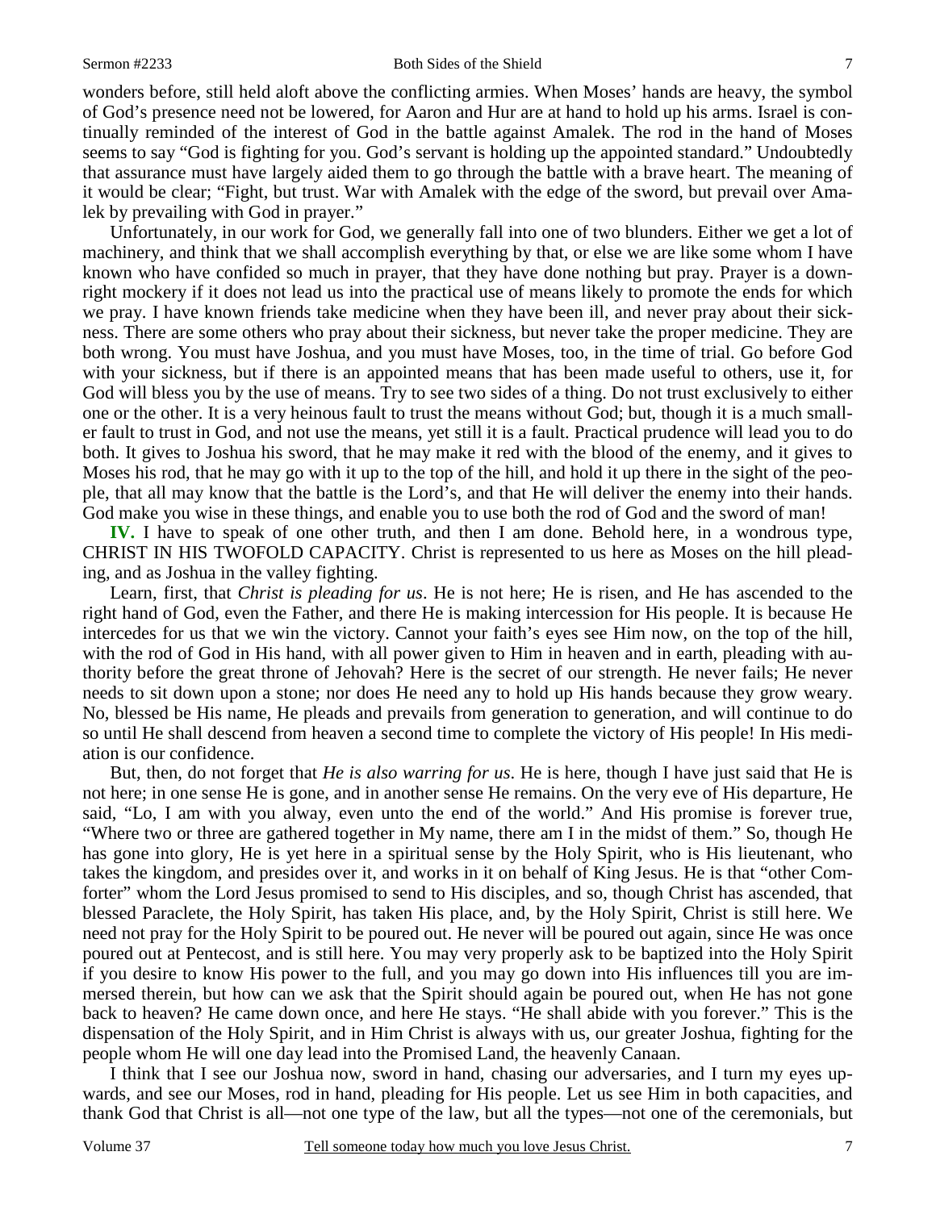wonders before, still held aloft above the conflicting armies. When Moses' hands are heavy, the symbol of God's presence need not be lowered, for Aaron and Hur are at hand to hold up his arms. Israel is continually reminded of the interest of God in the battle against Amalek. The rod in the hand of Moses seems to say "God is fighting for you. God's servant is holding up the appointed standard." Undoubtedly that assurance must have largely aided them to go through the battle with a brave heart. The meaning of it would be clear; "Fight, but trust. War with Amalek with the edge of the sword, but prevail over Amalek by prevailing with God in prayer."

Unfortunately, in our work for God, we generally fall into one of two blunders. Either we get a lot of machinery, and think that we shall accomplish everything by that, or else we are like some whom I have known who have confided so much in prayer, that they have done nothing but pray. Prayer is a downright mockery if it does not lead us into the practical use of means likely to promote the ends for which we pray. I have known friends take medicine when they have been ill, and never pray about their sickness. There are some others who pray about their sickness, but never take the proper medicine. They are both wrong. You must have Joshua, and you must have Moses, too, in the time of trial. Go before God with your sickness, but if there is an appointed means that has been made useful to others, use it, for God will bless you by the use of means. Try to see two sides of a thing. Do not trust exclusively to either one or the other. It is a very heinous fault to trust the means without God; but, though it is a much smaller fault to trust in God, and not use the means, yet still it is a fault. Practical prudence will lead you to do both. It gives to Joshua his sword, that he may make it red with the blood of the enemy, and it gives to Moses his rod, that he may go with it up to the top of the hill, and hold it up there in the sight of the people, that all may know that the battle is the Lord's, and that He will deliver the enemy into their hands. God make you wise in these things, and enable you to use both the rod of God and the sword of man!

**IV.** I have to speak of one other truth, and then I am done. Behold here, in a wondrous type, CHRIST IN HIS TWOFOLD CAPACITY. Christ is represented to us here as Moses on the hill pleading, and as Joshua in the valley fighting.

Learn, first, that *Christ is pleading for us*. He is not here; He is risen, and He has ascended to the right hand of God, even the Father, and there He is making intercession for His people. It is because He intercedes for us that we win the victory. Cannot your faith's eyes see Him now, on the top of the hill, with the rod of God in His hand, with all power given to Him in heaven and in earth, pleading with authority before the great throne of Jehovah? Here is the secret of our strength. He never fails; He never needs to sit down upon a stone; nor does He need any to hold up His hands because they grow weary. No, blessed be His name, He pleads and prevails from generation to generation, and will continue to do so until He shall descend from heaven a second time to complete the victory of His people! In His mediation is our confidence.

But, then, do not forget that *He is also warring for us*. He is here, though I have just said that He is not here; in one sense He is gone, and in another sense He remains. On the very eve of His departure, He said, "Lo, I am with you alway, even unto the end of the world." And His promise is forever true, "Where two or three are gathered together in My name, there am I in the midst of them." So, though He has gone into glory, He is yet here in a spiritual sense by the Holy Spirit, who is His lieutenant, who takes the kingdom, and presides over it, and works in it on behalf of King Jesus. He is that "other Comforter" whom the Lord Jesus promised to send to His disciples, and so, though Christ has ascended, that blessed Paraclete, the Holy Spirit, has taken His place, and, by the Holy Spirit, Christ is still here. We need not pray for the Holy Spirit to be poured out. He never will be poured out again, since He was once poured out at Pentecost, and is still here. You may very properly ask to be baptized into the Holy Spirit if you desire to know His power to the full, and you may go down into His influences till you are immersed therein, but how can we ask that the Spirit should again be poured out, when He has not gone back to heaven? He came down once, and here He stays. "He shall abide with you forever." This is the dispensation of the Holy Spirit, and in Him Christ is always with us, our greater Joshua, fighting for the people whom He will one day lead into the Promised Land, the heavenly Canaan.

I think that I see our Joshua now, sword in hand, chasing our adversaries, and I turn my eyes upwards, and see our Moses, rod in hand, pleading for His people. Let us see Him in both capacities, and thank God that Christ is all—not one type of the law, but all the types—not one of the ceremonials, but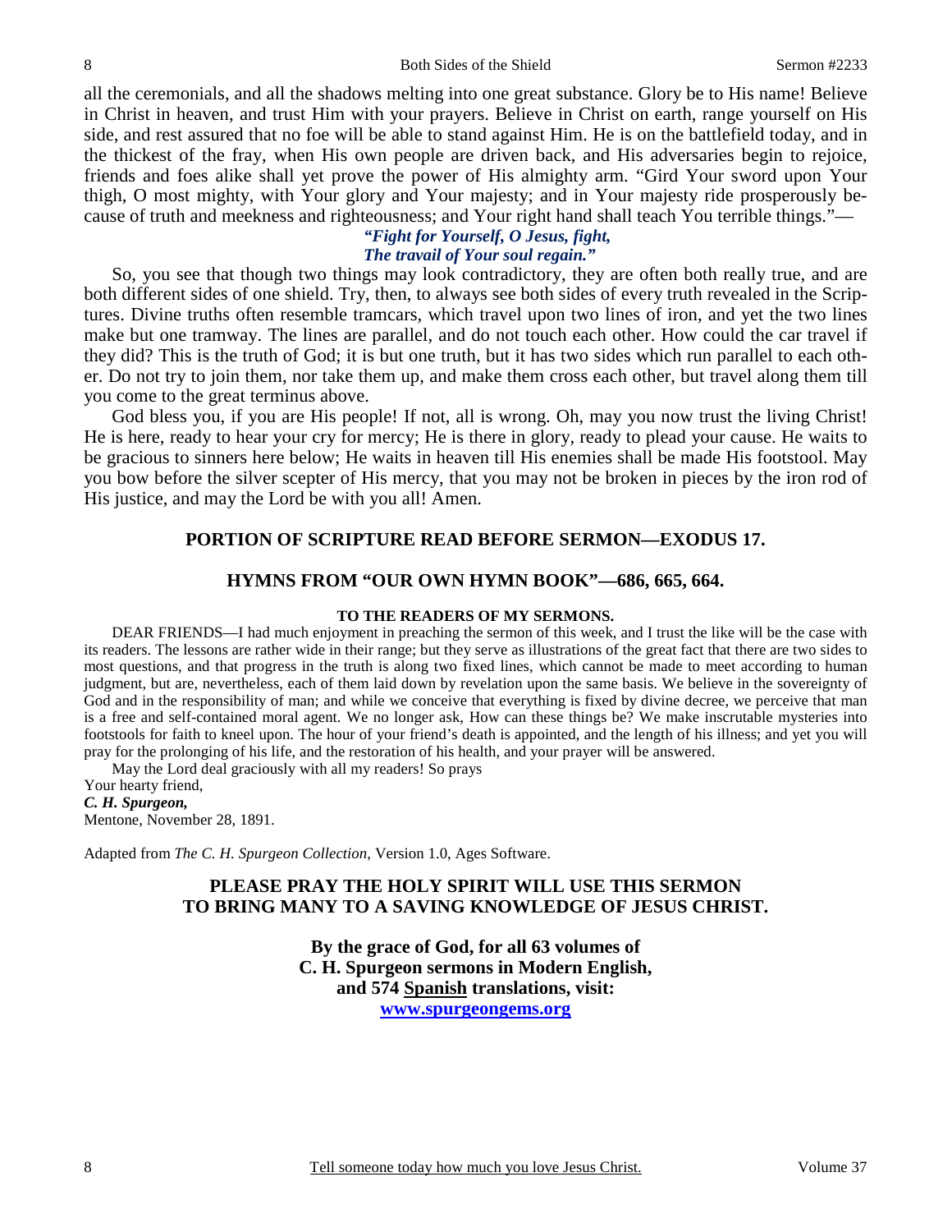all the ceremonials, and all the shadows melting into one great substance. Glory be to His name! Believe in Christ in heaven, and trust Him with your prayers. Believe in Christ on earth, range yourself on His side, and rest assured that no foe will be able to stand against Him. He is on the battlefield today, and in the thickest of the fray, when His own people are driven back, and His adversaries begin to rejoice, friends and foes alike shall yet prove the power of His almighty arm. "Gird Your sword upon Your thigh, O most mighty, with Your glory and Your majesty; and in Your majesty ride prosperously because of truth and meekness and righteousness; and Your right hand shall teach You terrible things."—

***"Fight for Yourself, O Jesus, fight,***
***The travail of Your soul regain."***

So, you see that though two things may look contradictory, they are often both really true, and are both different sides of one shield. Try, then, to always see both sides of every truth revealed in the Scriptures. Divine truths often resemble tramcars, which travel upon two lines of iron, and yet the two lines make but one tramway. The lines are parallel, and do not touch each other. How could the car travel if they did? This is the truth of God; it is but one truth, but it has two sides which run parallel to each other. Do not try to join them, nor take them up, and make them cross each other, but travel along them till you come to the great terminus above.

God bless you, if you are His people! If not, all is wrong. Oh, may you now trust the living Christ! He is here, ready to hear your cry for mercy; He is there in glory, ready to plead your cause. He waits to be gracious to sinners here below; He waits in heaven till His enemies shall be made His footstool. May you bow before the silver scepter of His mercy, that you may not be broken in pieces by the iron rod of His justice, and may the Lord be with you all! Amen.

## PORTION OF SCRIPTURE READ BEFORE SERMON—EXODUS 17.

## HYMNS FROM "OUR OWN HYMN BOOK"—686, 665, 664.

### TO THE READERS OF MY SERMONS.

DEAR FRIENDS—I had much enjoyment in preaching the sermon of this week, and I trust the like will be the case with its readers. The lessons are rather wide in their range; but they serve as illustrations of the great fact that there are two sides to most questions, and that progress in the truth is along two fixed lines, which cannot be made to meet according to human judgment, but are, nevertheless, each of them laid down by revelation upon the same basis. We believe in the sovereignty of God and in the responsibility of man; and while we conceive that everything is fixed by divine decree, we perceive that man is a free and self-contained moral agent. We no longer ask, How can these things be? We make inscrutable mysteries into footstools for faith to kneel upon. The hour of your friend's death is appointed, and the length of his illness; and yet you will pray for the prolonging of his life, and the restoration of his health, and your prayer will be answered.

May the Lord deal graciously with all my readers! So prays
Your hearty friend,
***C. H. Spurgeon,***
Mentone, November 28, 1891.

Adapted from *The C. H. Spurgeon Collection*, Version 1.0, Ages Software.

**PLEASE PRAY THE HOLY SPIRIT WILL USE THIS SERMON TO BRING MANY TO A SAVING KNOWLEDGE OF JESUS CHRIST.**

**By the grace of God, for all 63 volumes of C. H. Spurgeon sermons in Modern English, and 574 Spanish translations, visit: www.spurgeongems.org**